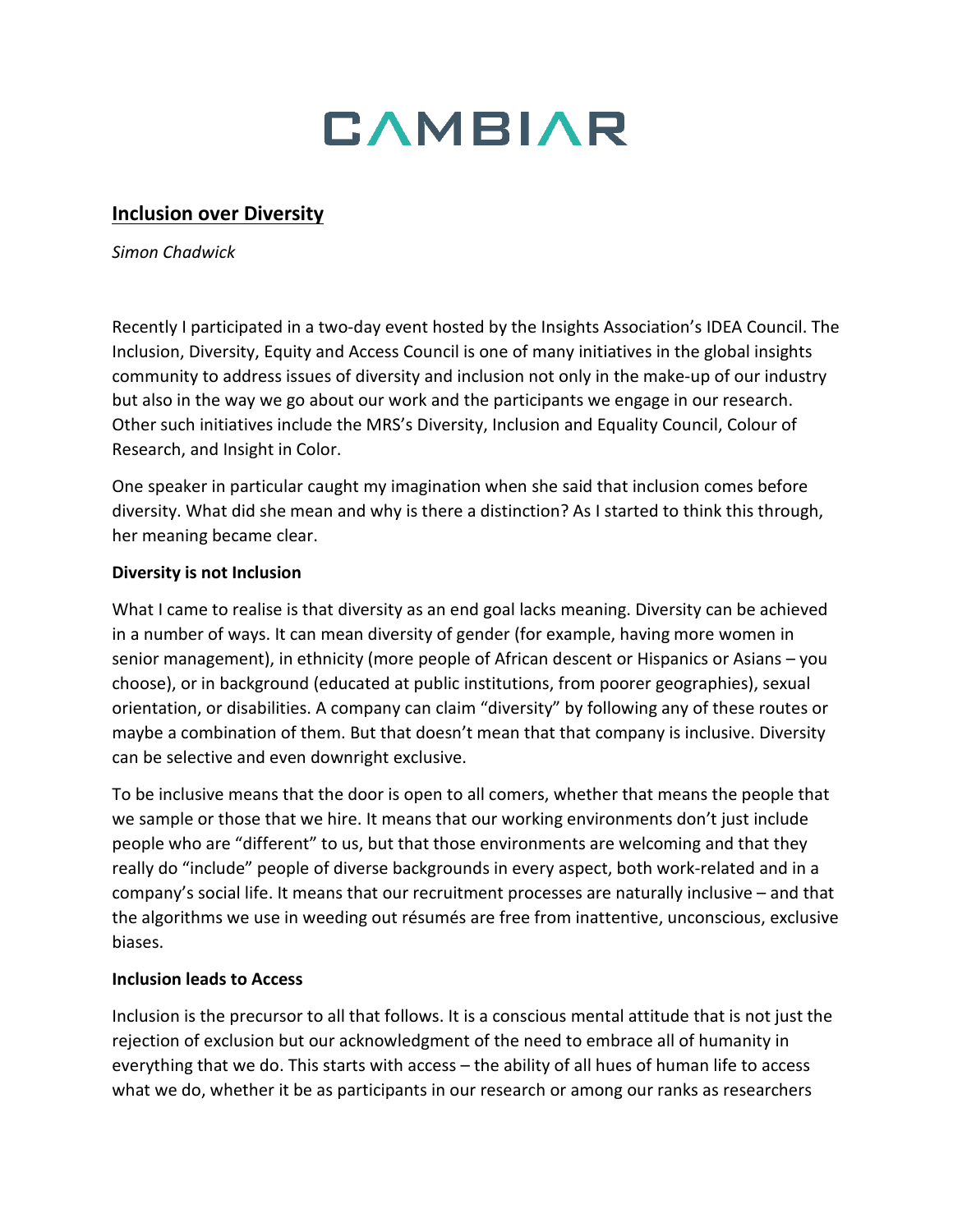# CAMBIAR

## Inclusion over Diversity

*Simon Chadwick*

Recently I participated in a two-day event hosted by the Insights Association's IDEA Council. The Inclusion, Diversity, Equity and Access Council is one of many initiatives in the global insights community to address issues of diversity and inclusion not only in the make-up of our industry but also in the way we go about our work and the participants we engage in our research. Other such initiatives include the MRS's Diversity, Inclusion and Equality Council, Colour of Research, and Insight in Color.

One speaker in particular caught my imagination when she said that inclusion comes before diversity. What did she mean and why is there a distinction? As I started to think this through, her meaning became clear.

**Diversity is not Inclusion**

What I came to realise is that diversity as an end goal lacks meaning. Diversity can be achieved in a number of ways. It can mean diversity of gender (for example, having more women in senior management), in ethnicity (more people of African descent or Hispanics or Asians – you choose), or in background (educated at public institutions, from poorer geographies), sexual orientation, or disabilities. A company can claim "diversity" by following any of these routes or maybe a combination of them. But that doesn't mean that that company is inclusive. Diversity can be selective and even downright exclusive.

To be inclusive means that the door is open to all comers, whether that means the people that we sample or those that we hire. It means that our working environments don't just include people who are "different" to us, but that those environments are welcoming and that they really do "include" people of diverse backgrounds in every aspect, both work-related and in a company's social life. It means that our recruitment processes are naturally inclusive – and that the algorithms we use in weeding out résumés are free from inattentive, unconscious, exclusive biases.

**Inclusion leads to Access**

Inclusion is the precursor to all that follows. It is a conscious mental attitude that is not just the rejection of exclusion but our acknowledgment of the need to embrace all of humanity in everything that we do. This starts with access – the ability of all hues of human life to access what we do, whether it be as participants in our research or among our ranks as researchers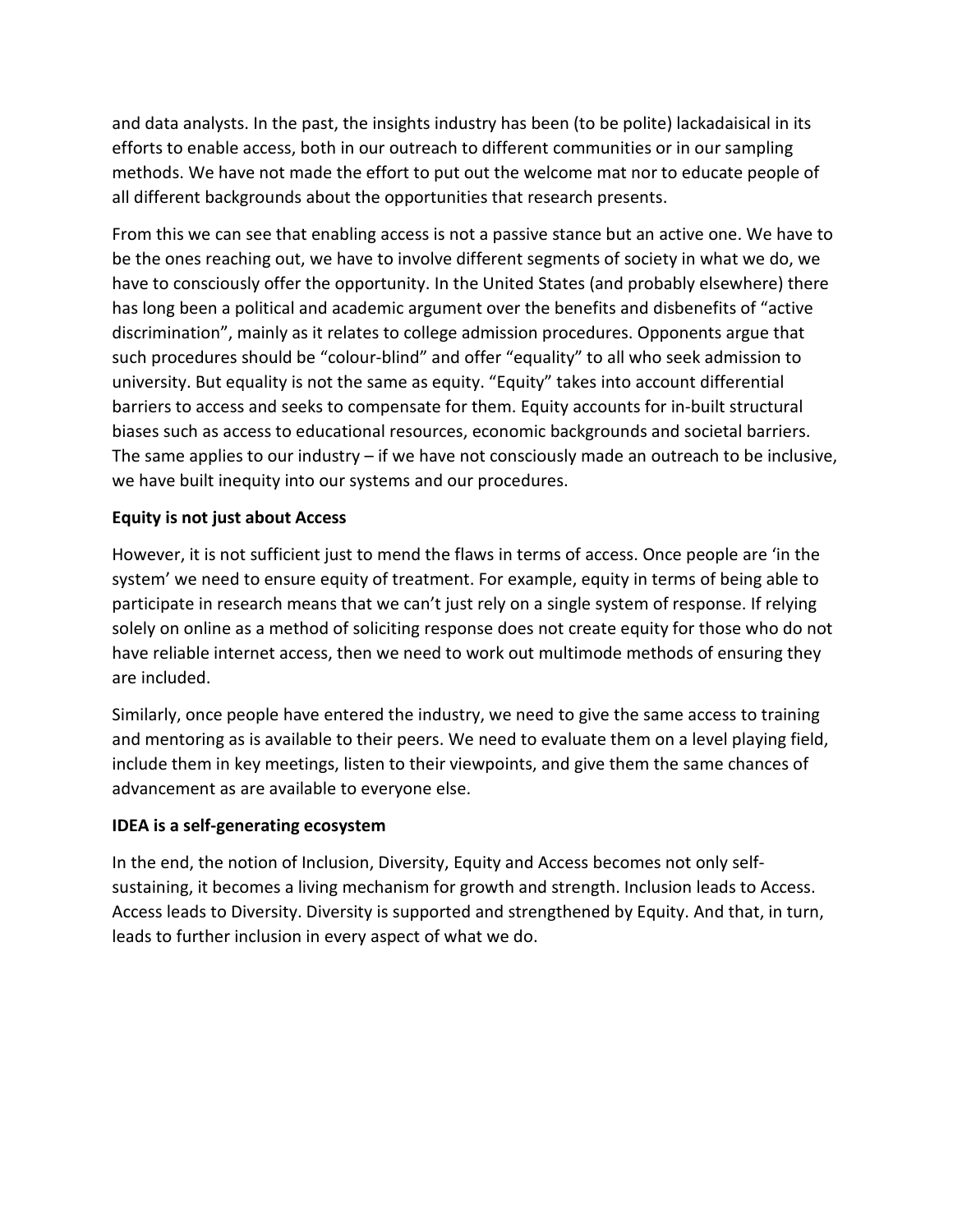and data analysts. In the past, the insights industry has been (to be polite) lackadaisical in its efforts to enable access, both in our outreach to different communities or in our sampling methods. We have not made the effort to put out the welcome mat nor to educate people of all different backgrounds about the opportunities that research presents.

From this we can see that enabling access is not a passive stance but an active one. We have to be the ones reaching out, we have to involve different segments of society in what we do, we have to consciously offer the opportunity. In the United States (and probably elsewhere) there has long been a political and academic argument over the benefits and disbenefits of "active discrimination", mainly as it relates to college admission procedures. Opponents argue that such procedures should be "colour-blind" and offer "equality" to all who seek admission to university. But equality is not the same as equity. "Equity" takes into account differential barriers to access and seeks to compensate for them. Equity accounts for in-built structural biases such as access to educational resources, economic backgrounds and societal barriers. The same applies to our industry – if we have not consciously made an outreach to be inclusive, we have built inequity into our systems and our procedures.

**Equity is not just about Access**

However, it is not sufficient just to mend the flaws in terms of access. Once people are 'in the system' we need to ensure equity of treatment. For example, equity in terms of being able to participate in research means that we can't just rely on a single system of response. If relying solely on online as a method of soliciting response does not create equity for those who do not have reliable internet access, then we need to work out multimode methods of ensuring they are included.

Similarly, once people have entered the industry, we need to give the same access to training and mentoring as is available to their peers. We need to evaluate them on a level playing field, include them in key meetings, listen to their viewpoints, and give them the same chances of advancement as are available to everyone else.

**IDEA is a self-generating ecosystem**

In the end, the notion of Inclusion, Diversity, Equity and Access becomes not only self-sustaining, it becomes a living mechanism for growth and strength. Inclusion leads to Access. Access leads to Diversity. Diversity is supported and strengthened by Equity. And that, in turn, leads to further inclusion in every aspect of what we do.